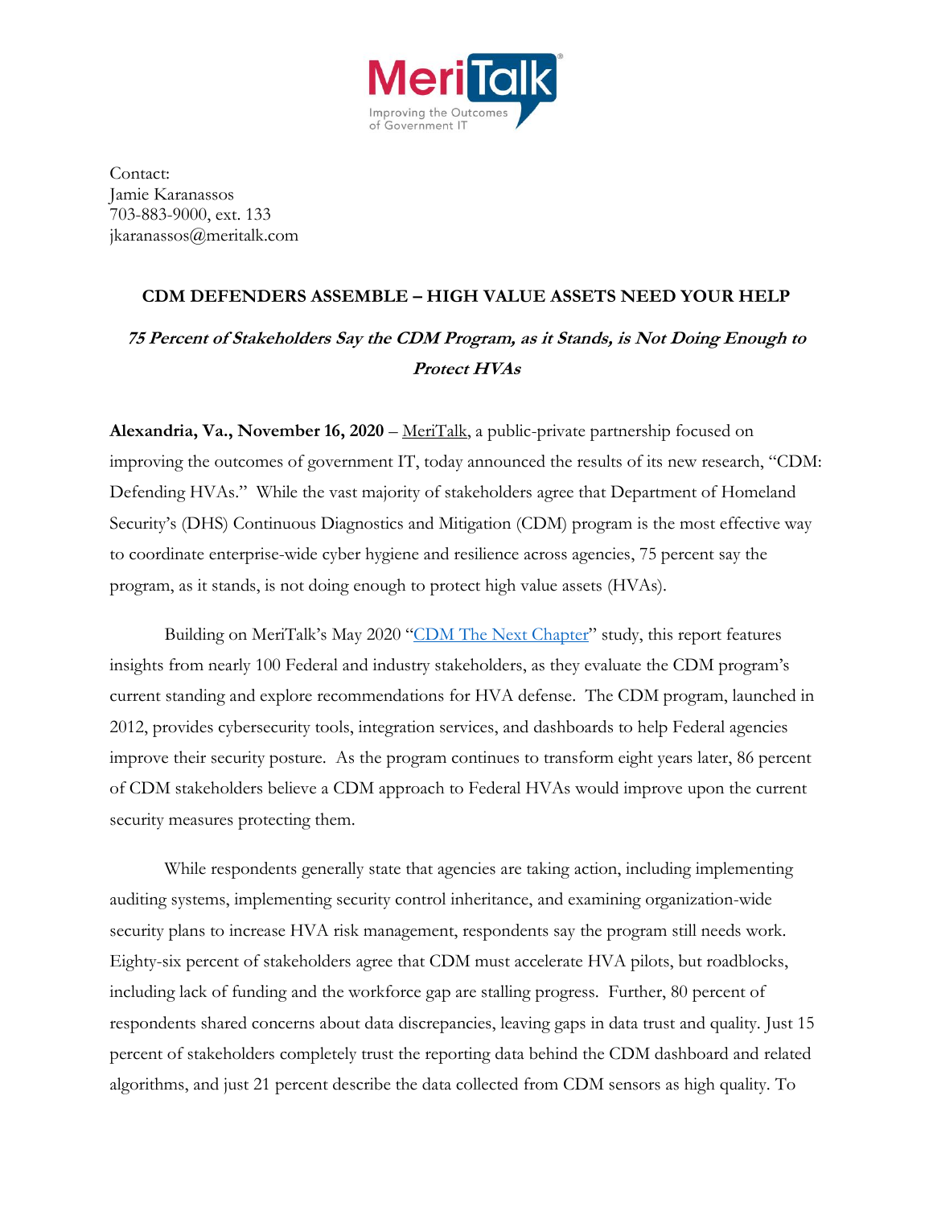Contact:
Jamie Karanassos
703-883-9000, ext. 133
jkaranassos@meritalk.com

## CDM DEFENDERS ASSEMBLE – HIGH VALUE ASSETS NEED YOUR HELP

### *75 Percent of Stakeholders Say the CDM Program, as it Stands, is Not Doing Enough to Protect HVAs*

**Alexandria, Va., November 16, 2020** – MeriTalk, a public-private partnership focused on improving the outcomes of government IT, today announced the results of its new research, "CDM: Defending HVAs." While the vast majority of stakeholders agree that Department of Homeland Security's (DHS) Continuous Diagnostics and Mitigation (CDM) program is the most effective way to coordinate enterprise-wide cyber hygiene and resilience across agencies, 75 percent say the program, as it stands, is not doing enough to protect high value assets (HVAs).

Building on MeriTalk's May 2020 "CDM The Next Chapter" study, this report features insights from nearly 100 Federal and industry stakeholders, as they evaluate the CDM program's current standing and explore recommendations for HVA defense. The CDM program, launched in 2012, provides cybersecurity tools, integration services, and dashboards to help Federal agencies improve their security posture. As the program continues to transform eight years later, 86 percent of CDM stakeholders believe a CDM approach to Federal HVAs would improve upon the current security measures protecting them.

While respondents generally state that agencies are taking action, including implementing auditing systems, implementing security control inheritance, and examining organization-wide security plans to increase HVA risk management, respondents say the program still needs work. Eighty-six percent of stakeholders agree that CDM must accelerate HVA pilots, but roadblocks, including lack of funding and the workforce gap are stalling progress. Further, 80 percent of respondents shared concerns about data discrepancies, leaving gaps in data trust and quality. Just 15 percent of stakeholders completely trust the reporting data behind the CDM dashboard and related algorithms, and just 21 percent describe the data collected from CDM sensors as high quality. To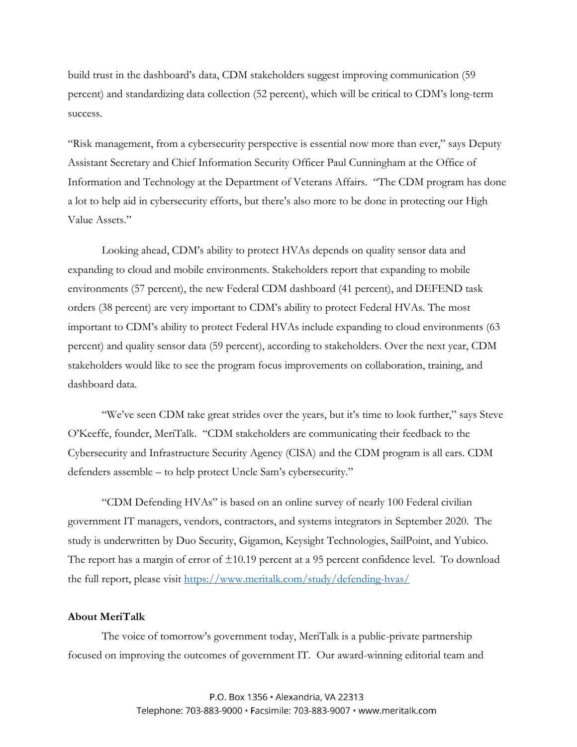build trust in the dashboard's data, CDM stakeholders suggest improving communication (59 percent) and standardizing data collection (52 percent), which will be critical to CDM's long-term success.

"Risk management, from a cybersecurity perspective is essential now more than ever," says Deputy Assistant Secretary and Chief Information Security Officer Paul Cunningham at the Office of Information and Technology at the Department of Veterans Affairs. "The CDM program has done a lot to help aid in cybersecurity efforts, but there's also more to be done in protecting our High Value Assets."

Looking ahead, CDM's ability to protect HVAs depends on quality sensor data and expanding to cloud and mobile environments. Stakeholders report that expanding to mobile environments (57 percent), the new Federal CDM dashboard (41 percent), and DEFEND task orders (38 percent) are very important to CDM's ability to protect Federal HVAs. The most important to CDM's ability to protect Federal HVAs include expanding to cloud environments (63 percent) and quality sensor data (59 percent), according to stakeholders. Over the next year, CDM stakeholders would like to see the program focus improvements on collaboration, training, and dashboard data.

"We've seen CDM take great strides over the years, but it's time to look further," says Steve O'Keeffe, founder, MeriTalk. "CDM stakeholders are communicating their feedback to the Cybersecurity and Infrastructure Security Agency (CISA) and the CDM program is all ears. CDM defenders assemble – to help protect Uncle Sam's cybersecurity."

"CDM Defending HVAs" is based on an online survey of nearly 100 Federal civilian government IT managers, vendors, contractors, and systems integrators in September 2020. The study is underwritten by Duo Security, Gigamon, Keysight Technologies, SailPoint, and Yubico. The report has a margin of error of ±10.19 percent at a 95 percent confidence level. To download the full report, please visit [https://www.meritalk.com/study/defending-hvas/](https://www.meritalk.com/study/defending-hvas/)

**About MeriTalk**

The voice of tomorrow's government today, MeriTalk is a public-private partnership focused on improving the outcomes of government IT. Our award-winning editorial team and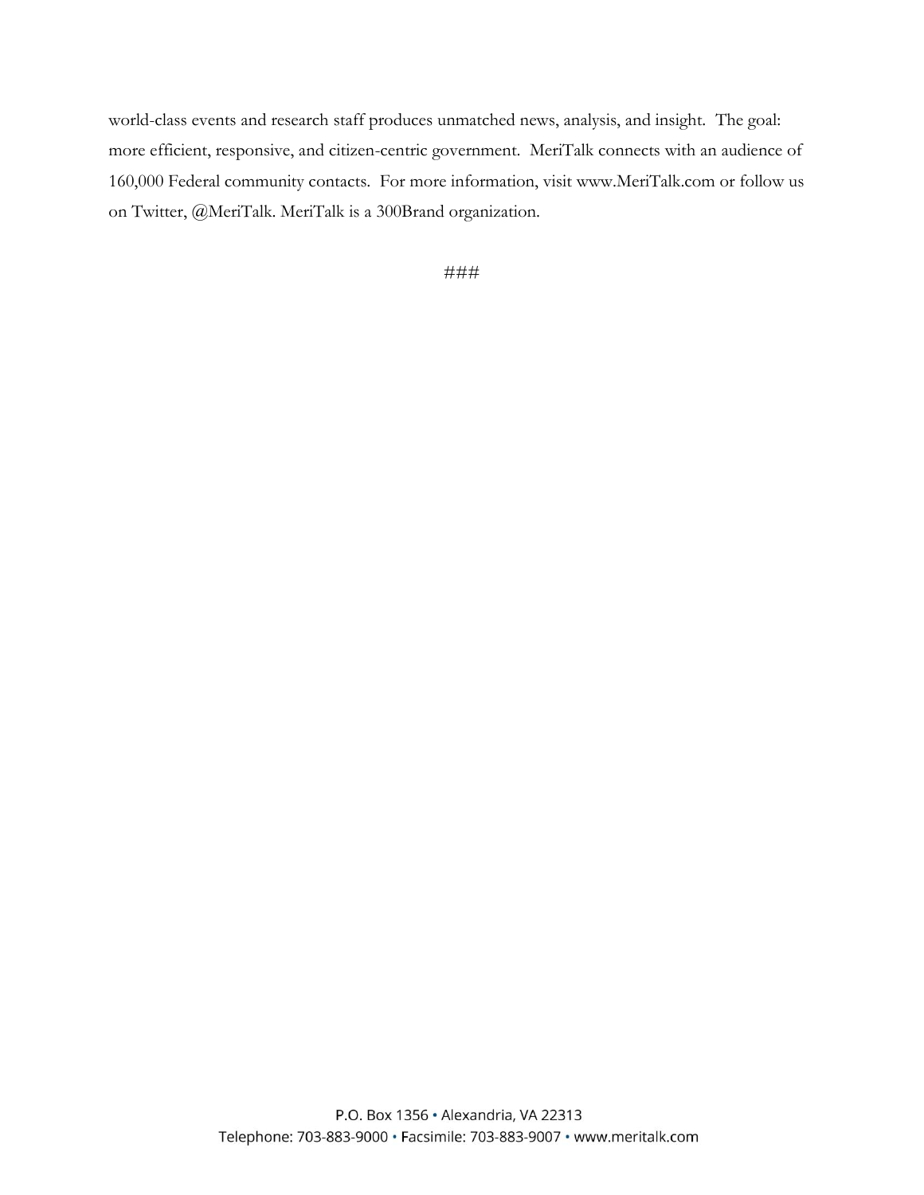world-class events and research staff produces unmatched news, analysis, and insight. The goal: more efficient, responsive, and citizen-centric government. MeriTalk connects with an audience of 160,000 Federal community contacts. For more information, visit www.MeriTalk.com or follow us on Twitter, @MeriTalk. MeriTalk is a 300Brand organization.

###